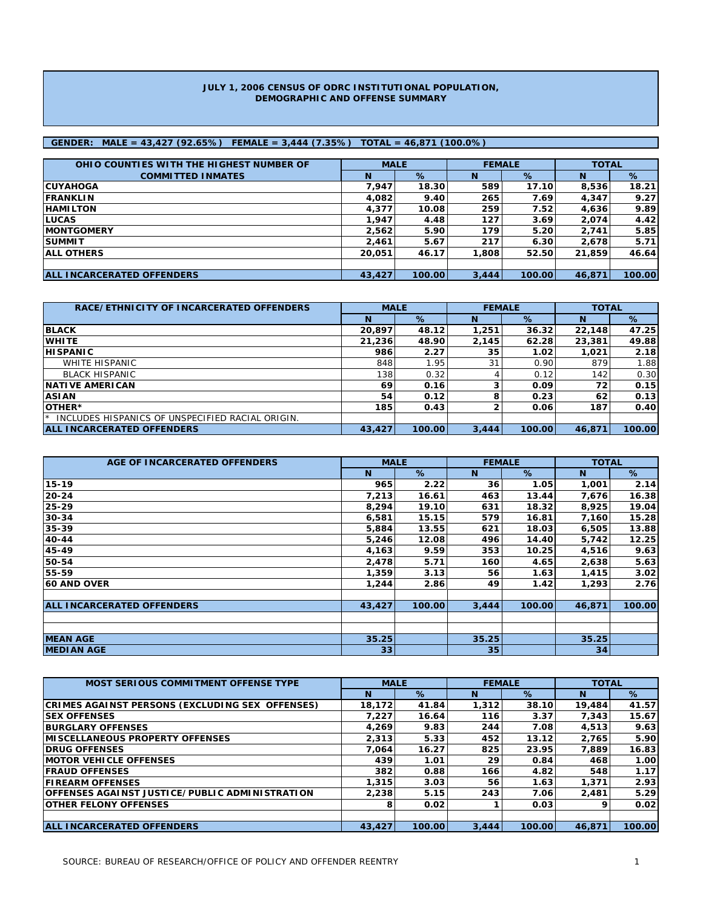# JULY 1, 2006 CENSUS OF ODRC INSTITUTIONAL POPULATION, DEMOGRAPHIC AND OFFENSE SUMMARY

**GENDER: MALE = 43,427 (92.65%) FEMALE = 3,444 (7.35%) TOTAL = 46,871 (100.0%)**

| OHIO COUNTIES WITH THE HIGHEST NUMBER OF COMMITTED INMATES | MALE | | FEMALE | | TOTAL | |
|---|---|---|---|---|---|---|
| | N | % | N | % | N | % |
| CUYAHOGA | 7,947 | 18.30 | 589 | 17.10 | 8,536 | 18.21 |
| FRANKLIN | 4,082 | 9.40 | 265 | 7.69 | 4,347 | 9.27 |
| HAMILTON | 4,377 | 10.08 | 259 | 7.52 | 4,636 | 9.89 |
| LUCAS | 1,947 | 4.48 | 127 | 3.69 | 2,074 | 4.42 |
| MONTGOMERY | 2,562 | 5.90 | 179 | 5.20 | 2,741 | 5.85 |
| SUMMIT | 2,461 | 5.67 | 217 | 6.30 | 2,678 | 5.71 |
| ALL OTHERS | 20,051 | 46.17 | 1,808 | 52.50 | 21,859 | 46.64 |
| | | | | | | |
| ALL INCARCERATED OFFENDERS | 43,427 | 100.00 | 3,444 | 100.00 | 46,871 | 100.00 |

| RACE/ETHNICITY OF INCARCERATED OFFENDERS | MALE | | FEMALE | | TOTAL | |
|---|---|---|---|---|---|---|
| | N | % | N | % | N | % |
| BLACK | 20,897 | 48.12 | 1,251 | 36.32 | 22,148 | 47.25 |
| WHITE | 21,236 | 48.90 | 2,145 | 62.28 | 23,381 | 49.88 |
| HISPANIC | 986 | 2.27 | 35 | 1.02 | 1,021 | 2.18 |
| WHITE HISPANIC | 848 | 1.95 | 31 | 0.90 | 879 | 1.88 |
| BLACK HISPANIC | 138 | 0.32 | 4 | 0.12 | 142 | 0.30 |
| NATIVE AMERICAN | 69 | 0.16 | 3 | 0.09 | 72 | 0.15 |
| ASIAN | 54 | 0.12 | 8 | 0.23 | 62 | 0.13 |
| OTHER* | 185 | 0.43 | 2 | 0.06 | 187 | 0.40 |
| * INCLUDES HISPANICS OF UNSPECIFIED RACIAL ORIGIN. | | | | | | |
| ALL INCARCERATED OFFENDERS | 43,427 | 100.00 | 3,444 | 100.00 | 46,871 | 100.00 |

| AGE OF INCARCERATED OFFENDERS | MALE | | FEMALE | | TOTAL | |
|---|---|---|---|---|---|---|
| | N | % | N | % | N | % |
| 15-19 | 965 | 2.22 | 36 | 1.05 | 1,001 | 2.14 |
| 20-24 | 7,213 | 16.61 | 463 | 13.44 | 7,676 | 16.38 |
| 25-29 | 8,294 | 19.10 | 631 | 18.32 | 8,925 | 19.04 |
| 30-34 | 6,581 | 15.15 | 579 | 16.81 | 7,160 | 15.28 |
| 35-39 | 5,884 | 13.55 | 621 | 18.03 | 6,505 | 13.88 |
| 40-44 | 5,246 | 12.08 | 496 | 14.40 | 5,742 | 12.25 |
| 45-49 | 4,163 | 9.59 | 353 | 10.25 | 4,516 | 9.63 |
| 50-54 | 2,478 | 5.71 | 160 | 4.65 | 2,638 | 5.63 |
| 55-59 | 1,359 | 3.13 | 56 | 1.63 | 1,415 | 3.02 |
| 60 AND OVER | 1,244 | 2.86 | 49 | 1.42 | 1,293 | 2.76 |
| | | | | | | |
| ALL INCARCERATED OFFENDERS | 43,427 | 100.00 | 3,444 | 100.00 | 46,871 | 100.00 |
| | | | | | | |
| | | | | | | |
| MEAN AGE | 35.25 | | 35.25 | | 35.25 | |
| MEDIAN AGE | 33 | | 35 | | 34 | |

| MOST SERIOUS COMMITMENT OFFENSE TYPE | MALE | | FEMALE | | TOTAL | |
|---|---|---|---|---|---|---|
| | N | % | N | % | N | % |
| CRIMES AGAINST PERSONS (EXCLUDING SEX OFFENSES) | 18,172 | 41.84 | 1,312 | 38.10 | 19,484 | 41.57 |
| SEX OFFENSES | 7,227 | 16.64 | 116 | 3.37 | 7,343 | 15.67 |
| BURGLARY OFFENSES | 4,269 | 9.83 | 244 | 7.08 | 4,513 | 9.63 |
| MISCELLANEOUS PROPERTY OFFENSES | 2,313 | 5.33 | 452 | 13.12 | 2,765 | 5.90 |
| DRUG OFFENSES | 7,064 | 16.27 | 825 | 23.95 | 7,889 | 16.83 |
| MOTOR VEHICLE OFFENSES | 439 | 1.01 | 29 | 0.84 | 468 | 1.00 |
| FRAUD OFFENSES | 382 | 0.88 | 166 | 4.82 | 548 | 1.17 |
| FIREARM OFFENSES | 1,315 | 3.03 | 56 | 1.63 | 1,371 | 2.93 |
| OFFENSES AGAINST JUSTICE/PUBLIC ADMINISTRATION | 2,238 | 5.15 | 243 | 7.06 | 2,481 | 5.29 |
| OTHER FELONY OFFENSES | 8 | 0.02 | 1 | 0.03 | 9 | 0.02 |
| | | | | | | |
| ALL INCARCERATED OFFENDERS | 43,427 | 100.00 | 3,444 | 100.00 | 46,871 | 100.00 |

SOURCE: BUREAU OF RESEARCH/OFFICE OF POLICY AND OFFENDER REENTRY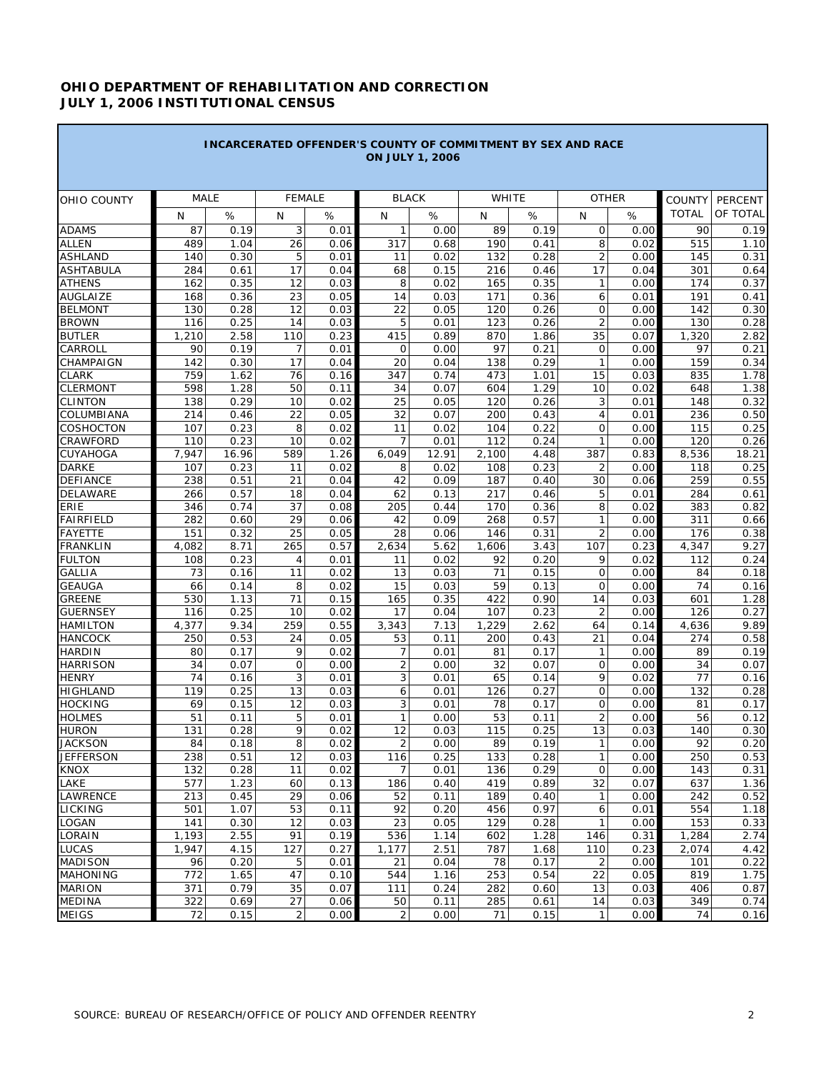**OHIO DEPARTMENT OF REHABILITATION AND CORRECTION**
**JULY 1, 2006 INSTITUTIONAL CENSUS**

**INCARCERATED OFFENDER'S COUNTY OF COMMITMENT BY SEX AND RACE ON JULY 1, 2006**

| OHIO COUNTY | MALE | | FEMALE | | BLACK | | WHITE | | OTHER | | COUNTY TOTAL | PERCENT OF TOTAL |
|---|---|---|---|---|---|---|---|---|---|---|---|---|
| | N | % | N | % | N | % | N | % | N | % | | |
| ADAMS | 87 | 0.19 | 3 | 0.01 | 1 | 0.00 | 89 | 0.19 | 0 | 0.00 | 90 | 0.19 |
| ALLEN | 489 | 1.04 | 26 | 0.06 | 317 | 0.68 | 190 | 0.41 | 8 | 0.02 | 515 | 1.10 |
| ASHLAND | 140 | 0.30 | 5 | 0.01 | 11 | 0.02 | 132 | 0.28 | 2 | 0.00 | 145 | 0.31 |
| ASHTABULA | 284 | 0.61 | 17 | 0.04 | 68 | 0.15 | 216 | 0.46 | 17 | 0.04 | 301 | 0.64 |
| ATHENS | 162 | 0.35 | 12 | 0.03 | 8 | 0.02 | 165 | 0.35 | 1 | 0.00 | 174 | 0.37 |
| AUGLAIZE | 168 | 0.36 | 23 | 0.05 | 14 | 0.03 | 171 | 0.36 | 6 | 0.01 | 191 | 0.41 |
| BELMONT | 130 | 0.28 | 12 | 0.03 | 22 | 0.05 | 120 | 0.26 | 0 | 0.00 | 142 | 0.30 |
| BROWN | 116 | 0.25 | 14 | 0.03 | 5 | 0.01 | 123 | 0.26 | 2 | 0.00 | 130 | 0.28 |
| BUTLER | 1,210 | 2.58 | 110 | 0.23 | 415 | 0.89 | 870 | 1.86 | 35 | 0.07 | 1,320 | 2.82 |
| CARROLL | 90 | 0.19 | 7 | 0.01 | 0 | 0.00 | 97 | 0.21 | 0 | 0.00 | 97 | 0.21 |
| CHAMPAIGN | 142 | 0.30 | 17 | 0.04 | 20 | 0.04 | 138 | 0.29 | 1 | 0.00 | 159 | 0.34 |
| CLARK | 759 | 1.62 | 76 | 0.16 | 347 | 0.74 | 473 | 1.01 | 15 | 0.03 | 835 | 1.78 |
| CLERMONT | 598 | 1.28 | 50 | 0.11 | 34 | 0.07 | 604 | 1.29 | 10 | 0.02 | 648 | 1.38 |
| CLINTON | 138 | 0.29 | 10 | 0.02 | 25 | 0.05 | 120 | 0.26 | 3 | 0.01 | 148 | 0.32 |
| COLUMBIANA | 214 | 0.46 | 22 | 0.05 | 32 | 0.07 | 200 | 0.43 | 4 | 0.01 | 236 | 0.50 |
| COSHOCTON | 107 | 0.23 | 8 | 0.02 | 11 | 0.02 | 104 | 0.22 | 0 | 0.00 | 115 | 0.25 |
| CRAWFORD | 110 | 0.23 | 10 | 0.02 | 7 | 0.01 | 112 | 0.24 | 1 | 0.00 | 120 | 0.26 |
| CUYAHOGA | 7,947 | 16.96 | 589 | 1.26 | 6,049 | 12.91 | 2,100 | 4.48 | 387 | 0.83 | 8,536 | 18.21 |
| DARKE | 107 | 0.23 | 11 | 0.02 | 8 | 0.02 | 108 | 0.23 | 2 | 0.00 | 118 | 0.25 |
| DEFIANCE | 238 | 0.51 | 21 | 0.04 | 42 | 0.09 | 187 | 0.40 | 30 | 0.06 | 259 | 0.55 |
| DELAWARE | 266 | 0.57 | 18 | 0.04 | 62 | 0.13 | 217 | 0.46 | 5 | 0.01 | 284 | 0.61 |
| ERIE | 346 | 0.74 | 37 | 0.08 | 205 | 0.44 | 170 | 0.36 | 8 | 0.02 | 383 | 0.82 |
| FAIRFIELD | 282 | 0.60 | 29 | 0.06 | 42 | 0.09 | 268 | 0.57 | 1 | 0.00 | 311 | 0.66 |
| FAYETTE | 151 | 0.32 | 25 | 0.05 | 28 | 0.06 | 146 | 0.31 | 2 | 0.00 | 176 | 0.38 |
| FRANKLIN | 4,082 | 8.71 | 265 | 0.57 | 2,634 | 5.62 | 1,606 | 3.43 | 107 | 0.23 | 4,347 | 9.27 |
| FULTON | 108 | 0.23 | 4 | 0.01 | 11 | 0.02 | 92 | 0.20 | 9 | 0.02 | 112 | 0.24 |
| GALLIA | 73 | 0.16 | 11 | 0.02 | 13 | 0.03 | 71 | 0.15 | 0 | 0.00 | 84 | 0.18 |
| GEAUGA | 66 | 0.14 | 8 | 0.02 | 15 | 0.03 | 59 | 0.13 | 0 | 0.00 | 74 | 0.16 |
| GREENE | 530 | 1.13 | 71 | 0.15 | 165 | 0.35 | 422 | 0.90 | 14 | 0.03 | 601 | 1.28 |
| GUERNSEY | 116 | 0.25 | 10 | 0.02 | 17 | 0.04 | 107 | 0.23 | 2 | 0.00 | 126 | 0.27 |
| HAMILTON | 4,377 | 9.34 | 259 | 0.55 | 3,343 | 7.13 | 1,229 | 2.62 | 64 | 0.14 | 4,636 | 9.89 |
| HANCOCK | 250 | 0.53 | 24 | 0.05 | 53 | 0.11 | 200 | 0.43 | 21 | 0.04 | 274 | 0.58 |
| HARDIN | 80 | 0.17 | 9 | 0.02 | 7 | 0.01 | 81 | 0.17 | 1 | 0.00 | 89 | 0.19 |
| HARRISON | 34 | 0.07 | 0 | 0.00 | 2 | 0.00 | 32 | 0.07 | 0 | 0.00 | 34 | 0.07 |
| HENRY | 74 | 0.16 | 3 | 0.01 | 3 | 0.01 | 65 | 0.14 | 9 | 0.02 | 77 | 0.16 |
| HIGHLAND | 119 | 0.25 | 13 | 0.03 | 6 | 0.01 | 126 | 0.27 | 0 | 0.00 | 132 | 0.28 |
| HOCKING | 69 | 0.15 | 12 | 0.03 | 3 | 0.01 | 78 | 0.17 | 0 | 0.00 | 81 | 0.17 |
| HOLMES | 51 | 0.11 | 5 | 0.01 | 1 | 0.00 | 53 | 0.11 | 2 | 0.00 | 56 | 0.12 |
| HURON | 131 | 0.28 | 9 | 0.02 | 12 | 0.03 | 115 | 0.25 | 13 | 0.03 | 140 | 0.30 |
| JACKSON | 84 | 0.18 | 8 | 0.02 | 2 | 0.00 | 89 | 0.19 | 1 | 0.00 | 92 | 0.20 |
| JEFFERSON | 238 | 0.51 | 12 | 0.03 | 116 | 0.25 | 133 | 0.28 | 1 | 0.00 | 250 | 0.53 |
| KNOX | 132 | 0.28 | 11 | 0.02 | 7 | 0.01 | 136 | 0.29 | 0 | 0.00 | 143 | 0.31 |
| LAKE | 577 | 1.23 | 60 | 0.13 | 186 | 0.40 | 419 | 0.89 | 32 | 0.07 | 637 | 1.36 |
| LAWRENCE | 213 | 0.45 | 29 | 0.06 | 52 | 0.11 | 189 | 0.40 | 1 | 0.00 | 242 | 0.52 |
| LICKING | 501 | 1.07 | 53 | 0.11 | 92 | 0.20 | 456 | 0.97 | 6 | 0.01 | 554 | 1.18 |
| LOGAN | 141 | 0.30 | 12 | 0.03 | 23 | 0.05 | 129 | 0.28 | 1 | 0.00 | 153 | 0.33 |
| LORAIN | 1,193 | 2.55 | 91 | 0.19 | 536 | 1.14 | 602 | 1.28 | 146 | 0.31 | 1,284 | 2.74 |
| LUCAS | 1,947 | 4.15 | 127 | 0.27 | 1,177 | 2.51 | 787 | 1.68 | 110 | 0.23 | 2,074 | 4.42 |
| MADISON | 96 | 0.20 | 5 | 0.01 | 21 | 0.04 | 78 | 0.17 | 2 | 0.00 | 101 | 0.22 |
| MAHONING | 772 | 1.65 | 47 | 0.10 | 544 | 1.16 | 253 | 0.54 | 22 | 0.05 | 819 | 1.75 |
| MARION | 371 | 0.79 | 35 | 0.07 | 111 | 0.24 | 282 | 0.60 | 13 | 0.03 | 406 | 0.87 |
| MEDINA | 322 | 0.69 | 27 | 0.06 | 50 | 0.11 | 285 | 0.61 | 14 | 0.03 | 349 | 0.74 |
| MEIGS | 72 | 0.15 | 2 | 0.00 | 2 | 0.00 | 71 | 0.15 | 1 | 0.00 | 74 | 0.16 |

SOURCE: BUREAU OF RESEARCH/OFFICE OF POLICY AND OFFENDER REENTRY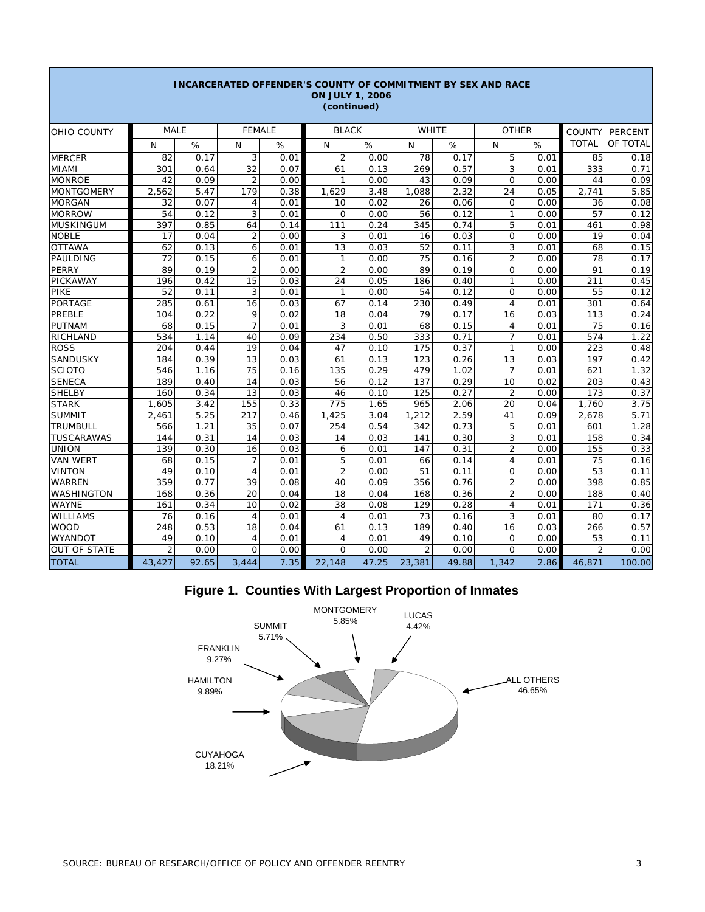## INCARCERATED OFFENDER'S COUNTY OF COMMITMENT BY SEX AND RACE
### ON JULY 1, 2006
### (continued)

| OHIO COUNTY | MALE | | FEMALE | | BLACK | | WHITE | | OTHER | | COUNTY TOTAL | PERCENT OF TOTAL |
|---|---|---|---|---|---|---|---|---|---|---|---|---|
| | N | % | N | % | N | % | N | % | N | % | | |
| MERCER | 82 | 0.17 | 3 | 0.01 | 2 | 0.00 | 78 | 0.17 | 5 | 0.01 | 85 | 0.18 |
| MIAMI | 301 | 0.64 | 32 | 0.07 | 61 | 0.13 | 269 | 0.57 | 3 | 0.01 | 333 | 0.71 |
| MONROE | 42 | 0.09 | 2 | 0.00 | 1 | 0.00 | 43 | 0.09 | 0 | 0.00 | 44 | 0.09 |
| MONTGOMERY | 2,562 | 5.47 | 179 | 0.38 | 1,629 | 3.48 | 1,088 | 2.32 | 24 | 0.05 | 2,741 | 5.85 |
| MORGAN | 32 | 0.07 | 4 | 0.01 | 10 | 0.02 | 26 | 0.06 | 0 | 0.00 | 36 | 0.08 |
| MORROW | 54 | 0.12 | 3 | 0.01 | 0 | 0.00 | 56 | 0.12 | 1 | 0.00 | 57 | 0.12 |
| MUSKINGUM | 397 | 0.85 | 64 | 0.14 | 111 | 0.24 | 345 | 0.74 | 5 | 0.01 | 461 | 0.98 |
| NOBLE | 17 | 0.04 | 2 | 0.00 | 3 | 0.01 | 16 | 0.03 | 0 | 0.00 | 19 | 0.04 |
| OTTAWA | 62 | 0.13 | 6 | 0.01 | 13 | 0.03 | 52 | 0.11 | 3 | 0.01 | 68 | 0.15 |
| PAULDING | 72 | 0.15 | 6 | 0.01 | 1 | 0.00 | 75 | 0.16 | 2 | 0.00 | 78 | 0.17 |
| PERRY | 89 | 0.19 | 2 | 0.00 | 2 | 0.00 | 89 | 0.19 | 0 | 0.00 | 91 | 0.19 |
| PICKAWAY | 196 | 0.42 | 15 | 0.03 | 24 | 0.05 | 186 | 0.40 | 1 | 0.00 | 211 | 0.45 |
| PIKE | 52 | 0.11 | 3 | 0.01 | 1 | 0.00 | 54 | 0.12 | 0 | 0.00 | 55 | 0.12 |
| PORTAGE | 285 | 0.61 | 16 | 0.03 | 67 | 0.14 | 230 | 0.49 | 4 | 0.01 | 301 | 0.64 |
| PREBLE | 104 | 0.22 | 9 | 0.02 | 18 | 0.04 | 79 | 0.17 | 16 | 0.03 | 113 | 0.24 |
| PUTNAM | 68 | 0.15 | 7 | 0.01 | 3 | 0.01 | 68 | 0.15 | 4 | 0.01 | 75 | 0.16 |
| RICHLAND | 534 | 1.14 | 40 | 0.09 | 234 | 0.50 | 333 | 0.71 | 7 | 0.01 | 574 | 1.22 |
| ROSS | 204 | 0.44 | 19 | 0.04 | 47 | 0.10 | 175 | 0.37 | 1 | 0.00 | 223 | 0.48 |
| SANDUSKY | 184 | 0.39 | 13 | 0.03 | 61 | 0.13 | 123 | 0.26 | 13 | 0.03 | 197 | 0.42 |
| SCIOTO | 546 | 1.16 | 75 | 0.16 | 135 | 0.29 | 479 | 1.02 | 7 | 0.01 | 621 | 1.32 |
| SENECA | 189 | 0.40 | 14 | 0.03 | 56 | 0.12 | 137 | 0.29 | 10 | 0.02 | 203 | 0.43 |
| SHELBY | 160 | 0.34 | 13 | 0.03 | 46 | 0.10 | 125 | 0.27 | 2 | 0.00 | 173 | 0.37 |
| STARK | 1,605 | 3.42 | 155 | 0.33 | 775 | 1.65 | 965 | 2.06 | 20 | 0.04 | 1,760 | 3.75 |
| SUMMIT | 2,461 | 5.25 | 217 | 0.46 | 1,425 | 3.04 | 1,212 | 2.59 | 41 | 0.09 | 2,678 | 5.71 |
| TRUMBULL | 566 | 1.21 | 35 | 0.07 | 254 | 0.54 | 342 | 0.73 | 5 | 0.01 | 601 | 1.28 |
| TUSCARAWAS | 144 | 0.31 | 14 | 0.03 | 14 | 0.03 | 141 | 0.30 | 3 | 0.01 | 158 | 0.34 |
| UNION | 139 | 0.30 | 16 | 0.03 | 6 | 0.01 | 147 | 0.31 | 2 | 0.00 | 155 | 0.33 |
| VAN WERT | 68 | 0.15 | 7 | 0.01 | 5 | 0.01 | 66 | 0.14 | 4 | 0.01 | 75 | 0.16 |
| VINTON | 49 | 0.10 | 4 | 0.01 | 2 | 0.00 | 51 | 0.11 | 0 | 0.00 | 53 | 0.11 |
| WARREN | 359 | 0.77 | 39 | 0.08 | 40 | 0.09 | 356 | 0.76 | 2 | 0.00 | 398 | 0.85 |
| WASHINGTON | 168 | 0.36 | 20 | 0.04 | 18 | 0.04 | 168 | 0.36 | 2 | 0.00 | 188 | 0.40 |
| WAYNE | 161 | 0.34 | 10 | 0.02 | 38 | 0.08 | 129 | 0.28 | 4 | 0.01 | 171 | 0.36 |
| WILLIAMS | 76 | 0.16 | 4 | 0.01 | 4 | 0.01 | 73 | 0.16 | 3 | 0.01 | 80 | 0.17 |
| WOOD | 248 | 0.53 | 18 | 0.04 | 61 | 0.13 | 189 | 0.40 | 16 | 0.03 | 266 | 0.57 |
| WYANDOT | 49 | 0.10 | 4 | 0.01 | 4 | 0.01 | 49 | 0.10 | 0 | 0.00 | 53 | 0.11 |
| OUT OF STATE | 2 | 0.00 | 0 | 0.00 | 0 | 0.00 | 2 | 0.00 | 0 | 0.00 | 2 | 0.00 |
| TOTAL | 43,427 | 92.65 | 3,444 | 7.35 | 22,148 | 47.25 | 23,381 | 49.88 | 1,342 | 2.86 | 46,871 | 100.00 |

**Figure 1. Counties With Largest Proportion of Inmates**

MONTGOMERY 5.85%, LUCAS 4.42%, SUMMIT 5.71%, FRANKLIN 9.27%, HAMILTON 9.89%, CUYAHOGA 18.21%, ALL OTHERS 46.65%

SOURCE: BUREAU OF RESEARCH/OFFICE OF POLICY AND OFFENDER REENTRY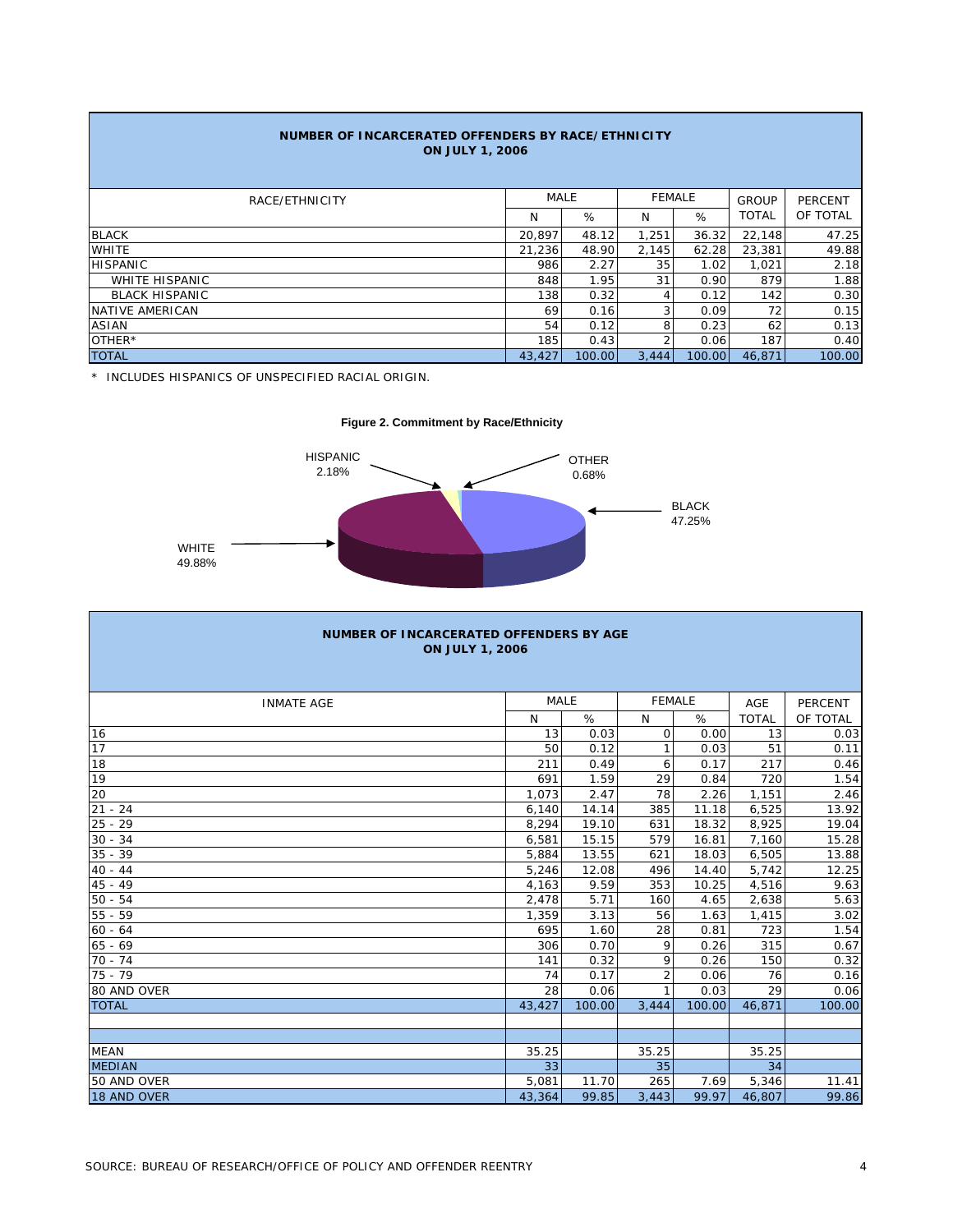## NUMBER OF INCARCERATED OFFENDERS BY RACE/ETHNICITY
### ON JULY 1, 2006

| RACE/ETHNICITY | MALE | | FEMALE | | GROUP | PERCENT |
|---|---|---|---|---|---|---|
| | N | % | N | % | TOTAL | OF TOTAL |
| BLACK | 20,897 | 48.12 | 1,251 | 36.32 | 22,148 | 47.25 |
| WHITE | 21,236 | 48.90 | 2,145 | 62.28 | 23,381 | 49.88 |
| HISPANIC | 986 | 2.27 | 35 | 1.02 | 1,021 | 2.18 |
| WHITE HISPANIC | 848 | 1.95 | 31 | 0.90 | 879 | 1.88 |
| BLACK HISPANIC | 138 | 0.32 | 4 | 0.12 | 142 | 0.30 |
| NATIVE AMERICAN | 69 | 0.16 | 3 | 0.09 | 72 | 0.15 |
| ASIAN | 54 | 0.12 | 8 | 0.23 | 62 | 0.13 |
| OTHER* | 185 | 0.43 | 2 | 0.06 | 187 | 0.40 |
| TOTAL | 43,427 | 100.00 | 3,444 | 100.00 | 46,871 | 100.00 |

* INCLUDES HISPANICS OF UNSPECIFIED RACIAL ORIGIN.

**Figure 2. Commitment by Race/Ethnicity**

HISPANIC 2.18% | OTHER 0.68% | BLACK 47.25% | WHITE 49.88%

## NUMBER OF INCARCERATED OFFENDERS BY AGE
### ON JULY 1, 2006

| INMATE AGE | MALE | | FEMALE | | AGE | PERCENT |
|---|---|---|---|---|---|---|
| | N | % | N | % | TOTAL | OF TOTAL |
| 16 | 13 | 0.03 | 0 | 0.00 | 13 | 0.03 |
| 17 | 50 | 0.12 | 1 | 0.03 | 51 | 0.11 |
| 18 | 211 | 0.49 | 6 | 0.17 | 217 | 0.46 |
| 19 | 691 | 1.59 | 29 | 0.84 | 720 | 1.54 |
| 20 | 1,073 | 2.47 | 78 | 2.26 | 1,151 | 2.46 |
| 21 - 24 | 6,140 | 14.14 | 385 | 11.18 | 6,525 | 13.92 |
| 25 - 29 | 8,294 | 19.10 | 631 | 18.32 | 8,925 | 19.04 |
| 30 - 34 | 6,581 | 15.15 | 579 | 16.81 | 7,160 | 15.28 |
| 35 - 39 | 5,884 | 13.55 | 621 | 18.03 | 6,505 | 13.88 |
| 40 - 44 | 5,246 | 12.08 | 496 | 14.40 | 5,742 | 12.25 |
| 45 - 49 | 4,163 | 9.59 | 353 | 10.25 | 4,516 | 9.63 |
| 50 - 54 | 2,478 | 5.71 | 160 | 4.65 | 2,638 | 5.63 |
| 55 - 59 | 1,359 | 3.13 | 56 | 1.63 | 1,415 | 3.02 |
| 60 - 64 | 695 | 1.60 | 28 | 0.81 | 723 | 1.54 |
| 65 - 69 | 306 | 0.70 | 9 | 0.26 | 315 | 0.67 |
| 70 - 74 | 141 | 0.32 | 9 | 0.26 | 150 | 0.32 |
| 75 - 79 | 74 | 0.17 | 2 | 0.06 | 76 | 0.16 |
| 80 AND OVER | 28 | 0.06 | 1 | 0.03 | 29 | 0.06 |
| TOTAL | 43,427 | 100.00 | 3,444 | 100.00 | 46,871 | 100.00 |
| | | | | | | |
| MEAN | 35.25 | | 35.25 | | 35.25 | |
| MEDIAN | 33 | | 35 | | 34 | |
| 50 AND OVER | 5,081 | 11.70 | 265 | 7.69 | 5,346 | 11.41 |
| 18 AND OVER | 43,364 | 99.85 | 3,443 | 99.97 | 46,807 | 99.86 |

SOURCE: BUREAU OF RESEARCH/OFFICE OF POLICY AND OFFENDER REENTRY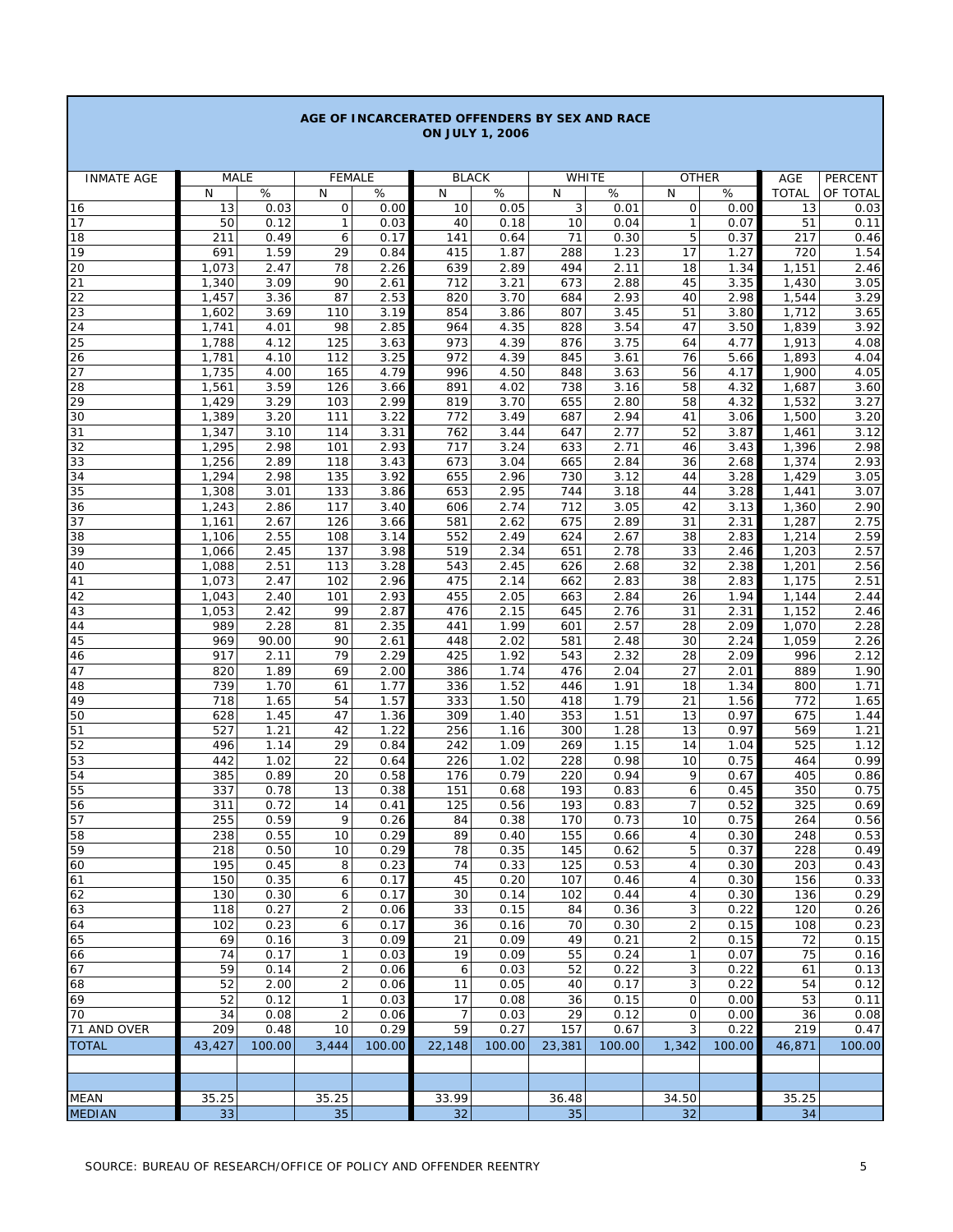## AGE OF INCARCERATED OFFENDERS BY SEX AND RACE ON JULY 1, 2006

| INMATE AGE | MALE | | FEMALE | | BLACK | | WHITE | | OTHER | | AGE | PERCENT |
|---|---|---|---|---|---|---|---|---|---|---|---|---|
| | N | % | N | % | N | % | N | % | N | % | TOTAL | OF TOTAL |
| 16 | 13 | 0.03 | 0 | 0.00 | 10 | 0.05 | 3 | 0.01 | 0 | 0.00 | 13 | 0.03 |
| 17 | 50 | 0.12 | 1 | 0.03 | 40 | 0.18 | 10 | 0.04 | 1 | 0.07 | 51 | 0.11 |
| 18 | 211 | 0.49 | 6 | 0.17 | 141 | 0.64 | 71 | 0.30 | 5 | 0.37 | 217 | 0.46 |
| 19 | 691 | 1.59 | 29 | 0.84 | 415 | 1.87 | 288 | 1.23 | 17 | 1.27 | 720 | 1.54 |
| 20 | 1,073 | 2.47 | 78 | 2.26 | 639 | 2.89 | 494 | 2.11 | 18 | 1.34 | 1,151 | 2.46 |
| 21 | 1,340 | 3.09 | 90 | 2.61 | 712 | 3.21 | 673 | 2.88 | 45 | 3.35 | 1,430 | 3.05 |
| 22 | 1,457 | 3.36 | 87 | 2.53 | 820 | 3.70 | 684 | 2.93 | 40 | 2.98 | 1,544 | 3.29 |
| 23 | 1,602 | 3.69 | 110 | 3.19 | 854 | 3.86 | 807 | 3.45 | 51 | 3.80 | 1,712 | 3.65 |
| 24 | 1,741 | 4.01 | 98 | 2.85 | 964 | 4.35 | 828 | 3.54 | 47 | 3.50 | 1,839 | 3.92 |
| 25 | 1,788 | 4.12 | 125 | 3.63 | 973 | 4.39 | 876 | 3.75 | 64 | 4.77 | 1,913 | 4.08 |
| 26 | 1,781 | 4.10 | 112 | 3.25 | 972 | 4.39 | 845 | 3.61 | 76 | 5.66 | 1,893 | 4.04 |
| 27 | 1,735 | 4.00 | 165 | 4.79 | 996 | 4.50 | 848 | 3.63 | 56 | 4.17 | 1,900 | 4.05 |
| 28 | 1,561 | 3.59 | 126 | 3.66 | 891 | 4.02 | 738 | 3.16 | 58 | 4.32 | 1,687 | 3.60 |
| 29 | 1,429 | 3.29 | 103 | 2.99 | 819 | 3.70 | 655 | 2.80 | 58 | 4.32 | 1,532 | 3.27 |
| 30 | 1,389 | 3.20 | 111 | 3.22 | 772 | 3.49 | 687 | 2.94 | 41 | 3.06 | 1,500 | 3.20 |
| 31 | 1,347 | 3.10 | 114 | 3.31 | 762 | 3.44 | 647 | 2.77 | 52 | 3.87 | 1,461 | 3.12 |
| 32 | 1,295 | 2.98 | 101 | 2.93 | 717 | 3.24 | 633 | 2.71 | 46 | 3.43 | 1,396 | 2.98 |
| 33 | 1,256 | 2.89 | 118 | 3.43 | 673 | 3.04 | 665 | 2.84 | 36 | 2.68 | 1,374 | 2.93 |
| 34 | 1,294 | 2.98 | 135 | 3.92 | 655 | 2.96 | 730 | 3.12 | 44 | 3.28 | 1,429 | 3.05 |
| 35 | 1,308 | 3.01 | 133 | 3.86 | 653 | 2.95 | 744 | 3.18 | 44 | 3.28 | 1,441 | 3.07 |
| 36 | 1,243 | 2.86 | 117 | 3.40 | 606 | 2.74 | 712 | 3.05 | 42 | 3.13 | 1,360 | 2.90 |
| 37 | 1,161 | 2.67 | 126 | 3.66 | 581 | 2.62 | 675 | 2.89 | 31 | 2.31 | 1,287 | 2.75 |
| 38 | 1,106 | 2.55 | 108 | 3.14 | 552 | 2.49 | 624 | 2.67 | 38 | 2.83 | 1,214 | 2.59 |
| 39 | 1,066 | 2.45 | 137 | 3.98 | 519 | 2.34 | 651 | 2.78 | 33 | 2.46 | 1,203 | 2.57 |
| 40 | 1,088 | 2.51 | 113 | 3.28 | 543 | 2.45 | 626 | 2.68 | 32 | 2.38 | 1,201 | 2.56 |
| 41 | 1,073 | 2.47 | 102 | 2.96 | 475 | 2.14 | 662 | 2.83 | 38 | 2.83 | 1,175 | 2.51 |
| 42 | 1,043 | 2.40 | 101 | 2.93 | 455 | 2.05 | 663 | 2.84 | 26 | 1.94 | 1,144 | 2.44 |
| 43 | 1,053 | 2.42 | 99 | 2.87 | 476 | 2.15 | 645 | 2.76 | 31 | 2.31 | 1,152 | 2.46 |
| 44 | 989 | 2.28 | 81 | 2.35 | 441 | 1.99 | 601 | 2.57 | 28 | 2.09 | 1,070 | 2.28 |
| 45 | 969 | 90.00 | 90 | 2.61 | 448 | 2.02 | 581 | 2.48 | 30 | 2.24 | 1,059 | 2.26 |
| 46 | 917 | 2.11 | 79 | 2.29 | 425 | 1.92 | 543 | 2.32 | 28 | 2.09 | 996 | 2.12 |
| 47 | 820 | 1.89 | 69 | 2.00 | 386 | 1.74 | 476 | 2.04 | 27 | 2.01 | 889 | 1.90 |
| 48 | 739 | 1.70 | 61 | 1.77 | 336 | 1.52 | 446 | 1.91 | 18 | 1.34 | 800 | 1.71 |
| 49 | 718 | 1.65 | 54 | 1.57 | 333 | 1.50 | 418 | 1.79 | 21 | 1.56 | 772 | 1.65 |
| 50 | 628 | 1.45 | 47 | 1.36 | 309 | 1.40 | 353 | 1.51 | 13 | 0.97 | 675 | 1.44 |
| 51 | 527 | 1.21 | 42 | 1.22 | 256 | 1.16 | 300 | 1.28 | 13 | 0.97 | 569 | 1.21 |
| 52 | 496 | 1.14 | 29 | 0.84 | 242 | 1.09 | 269 | 1.15 | 14 | 1.04 | 525 | 1.12 |
| 53 | 442 | 1.02 | 22 | 0.64 | 226 | 1.02 | 228 | 0.98 | 10 | 0.75 | 464 | 0.99 |
| 54 | 385 | 0.89 | 20 | 0.58 | 176 | 0.79 | 220 | 0.94 | 9 | 0.67 | 405 | 0.86 |
| 55 | 337 | 0.78 | 13 | 0.38 | 151 | 0.68 | 193 | 0.83 | 6 | 0.45 | 350 | 0.75 |
| 56 | 311 | 0.72 | 14 | 0.41 | 125 | 0.56 | 193 | 0.83 | 7 | 0.52 | 325 | 0.69 |
| 57 | 255 | 0.59 | 9 | 0.26 | 84 | 0.38 | 170 | 0.73 | 10 | 0.75 | 264 | 0.56 |
| 58 | 238 | 0.55 | 10 | 0.29 | 89 | 0.40 | 155 | 0.66 | 4 | 0.30 | 248 | 0.53 |
| 59 | 218 | 0.50 | 10 | 0.29 | 78 | 0.35 | 145 | 0.62 | 5 | 0.37 | 228 | 0.49 |
| 60 | 195 | 0.45 | 8 | 0.23 | 74 | 0.33 | 125 | 0.53 | 4 | 0.30 | 203 | 0.43 |
| 61 | 150 | 0.35 | 6 | 0.17 | 45 | 0.20 | 107 | 0.46 | 4 | 0.30 | 156 | 0.33 |
| 62 | 130 | 0.30 | 6 | 0.17 | 30 | 0.14 | 102 | 0.44 | 4 | 0.30 | 136 | 0.29 |
| 63 | 118 | 0.27 | 2 | 0.06 | 33 | 0.15 | 84 | 0.36 | 3 | 0.22 | 120 | 0.26 |
| 64 | 102 | 0.23 | 6 | 0.17 | 36 | 0.16 | 70 | 0.30 | 2 | 0.15 | 108 | 0.23 |
| 65 | 69 | 0.16 | 3 | 0.09 | 21 | 0.09 | 49 | 0.21 | 2 | 0.15 | 72 | 0.15 |
| 66 | 74 | 0.17 | 1 | 0.03 | 19 | 0.09 | 55 | 0.24 | 1 | 0.07 | 75 | 0.16 |
| 67 | 59 | 0.14 | 2 | 0.06 | 6 | 0.03 | 52 | 0.22 | 3 | 0.22 | 61 | 0.13 |
| 68 | 52 | 2.00 | 2 | 0.06 | 11 | 0.05 | 40 | 0.17 | 3 | 0.22 | 54 | 0.12 |
| 69 | 52 | 0.12 | 1 | 0.03 | 17 | 0.08 | 36 | 0.15 | 0 | 0.00 | 53 | 0.11 |
| 70 | 34 | 0.08 | 2 | 0.06 | 7 | 0.03 | 29 | 0.12 | 0 | 0.00 | 36 | 0.08 |
| 71 AND OVER | 209 | 0.48 | 10 | 0.29 | 59 | 0.27 | 157 | 0.67 | 3 | 0.22 | 219 | 0.47 |
| TOTAL | 43,427 | 100.00 | 3,444 | 100.00 | 22,148 | 100.00 | 23,381 | 100.00 | 1,342 | 100.00 | 46,871 | 100.00 |
| | | | | | | | | | | | | |
| MEAN | 35.25 | | 35.25 | | 33.99 | | 36.48 | | 34.50 | | 35.25 | |
| MEDIAN | 33 | | 35 | | 32 | | 35 | | 32 | | 34 | |

SOURCE: BUREAU OF RESEARCH/OFFICE OF POLICY AND OFFENDER REENTRY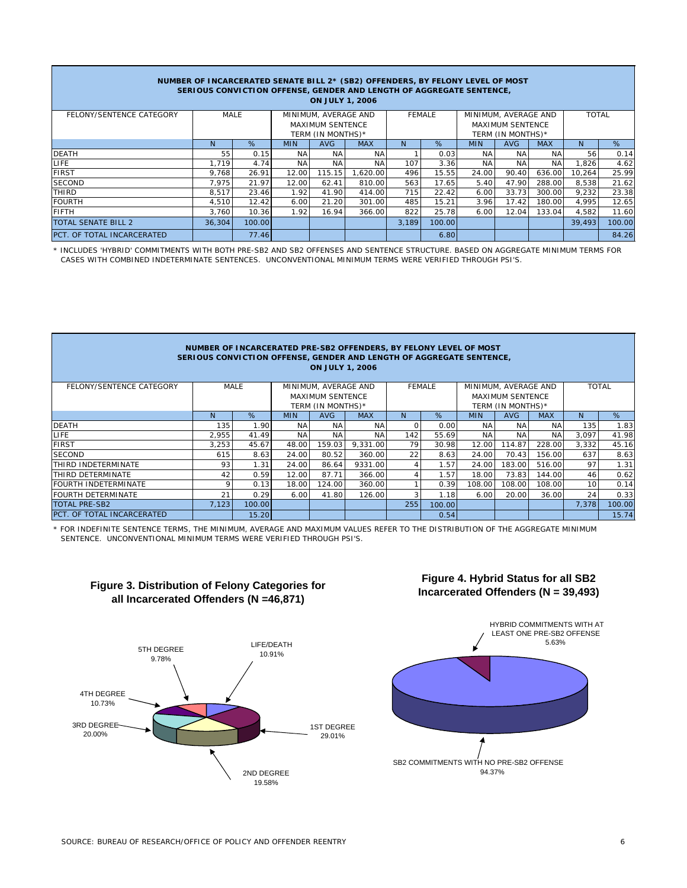**NUMBER OF INCARCERATED SENATE BILL 2* (SB2) OFFENDERS, BY FELONY LEVEL OF MOST SERIOUS CONVICTION OFFENSE, GENDER AND LENGTH OF AGGREGATE SENTENCE, ON JULY 1, 2006**

| FELONY/SENTENCE CATEGORY | MALE | | MINIMUM, AVERAGE AND MAXIMUM SENTENCE TERM (IN MONTHS)* | | | FEMALE | | MINIMUM, AVERAGE AND MAXIMUM SENTENCE TERM (IN MONTHS)* | | | TOTAL | |
|---|---|---|---|---|---|---|---|---|---|---|---|---|
| | N | % | MIN | AVG | MAX | N | % | MIN | AVG | MAX | N | % |
| DEATH | 55 | 0.15 | NA | NA | NA | 1 | 0.03 | NA | NA | NA | 56 | 0.14 |
| LIFE | 1,719 | 4.74 | NA | NA | NA | 107 | 3.36 | NA | NA | NA | 1,826 | 4.62 |
| FIRST | 9,768 | 26.91 | 12.00 | 115.15 | 1,620.00 | 496 | 15.55 | 24.00 | 90.40 | 636.00 | 10,264 | 25.99 |
| SECOND | 7,975 | 21.97 | 12.00 | 62.41 | 810.00 | 563 | 17.65 | 5.40 | 47.90 | 288.00 | 8,538 | 21.62 |
| THIRD | 8,517 | 23.46 | 1.92 | 41.90 | 414.00 | 715 | 22.42 | 6.00 | 33.73 | 300.00 | 9,232 | 23.38 |
| FOURTH | 4,510 | 12.42 | 6.00 | 21.20 | 301.00 | 485 | 15.21 | 3.96 | 17.42 | 180.00 | 4,995 | 12.65 |
| FIFTH | 3,760 | 10.36 | 1.92 | 16.94 | 366.00 | 822 | 25.78 | 6.00 | 12.04 | 133.04 | 4,582 | 11.60 |
| TOTAL SENATE BILL 2 | 36,304 | 100.00 | | | | 3,189 | 100.00 | | | | 39,493 | 100.00 |
| PCT. OF TOTAL INCARCERATED | | 77.46 | | | | | 6.80 | | | | | 84.26 |

* INCLUDES 'HYBRID' COMMITMENTS WITH BOTH PRE-SB2 AND SB2 OFFENSES AND SENTENCE STRUCTURE. BASED ON AGGREGATE MINIMUM TERMS FOR CASES WITH COMBINED INDETERMINATE SENTENCES. UNCONVENTIONAL MINIMUM TERMS WERE VERIFIED THROUGH PSI'S.

**NUMBER OF INCARCERATED PRE-SB2 OFFENDERS, BY FELONY LEVEL OF MOST SERIOUS CONVICTION OFFENSE, GENDER AND LENGTH OF AGGREGATE SENTENCE, ON JULY 1, 2006**

| FELONY/SENTENCE CATEGORY | MALE | | MINIMUM, AVERAGE AND MAXIMUM SENTENCE TERM (IN MONTHS)* | | | FEMALE | | MINIMUM, AVERAGE AND MAXIMUM SENTENCE TERM (IN MONTHS)* | | | TOTAL | |
|---|---|---|---|---|---|---|---|---|---|---|---|---|
| | N | % | MIN | AVG | MAX | N | % | MIN | AVG | MAX | N | % |
| DEATH | 135 | 1.90 | NA | NA | NA | 0 | 0.00 | NA | NA | NA | 135 | 1.83 |
| LIFE | 2,955 | 41.49 | NA | NA | NA | 142 | 55.69 | NA | NA | NA | 3,097 | 41.98 |
| FIRST | 3,253 | 45.67 | 48.00 | 159.03 | 9,331.00 | 79 | 30.98 | 12.00 | 114.87 | 228.00 | 3,332 | 45.16 |
| SECOND | 615 | 8.63 | 24.00 | 80.52 | 360.00 | 22 | 8.63 | 24.00 | 70.43 | 156.00 | 637 | 8.63 |
| THIRD INDETERMINATE | 93 | 1.31 | 24.00 | 86.64 | 9331.00 | 4 | 1.57 | 24.00 | 183.00 | 516.00 | 97 | 1.31 |
| THIRD DETERMINATE | 42 | 0.59 | 12.00 | 87.71 | 366.00 | 4 | 1.57 | 18.00 | 73.83 | 144.00 | 46 | 0.62 |
| FOURTH INDETERMINATE | 9 | 0.13 | 18.00 | 124.00 | 360.00 | 1 | 0.39 | 108.00 | 108.00 | 108.00 | 10 | 0.14 |
| FOURTH DETERMINATE | 21 | 0.29 | 6.00 | 41.80 | 126.00 | 3 | 1.18 | 6.00 | 20.00 | 36.00 | 24 | 0.33 |
| TOTAL PRE-SB2 | 7,123 | 100.00 | | | | 255 | 100.00 | | | | 7,378 | 100.00 |
| PCT. OF TOTAL INCARCERATED | | 15.20 | | | | | 0.54 | | | | | 15.74 |

* FOR INDEFINITE SENTENCE TERMS, THE MINIMUM, AVERAGE AND MAXIMUM VALUES REFER TO THE DISTRIBUTION OF THE AGGREGATE MINIMUM SENTENCE. UNCONVENTIONAL MINIMUM TERMS WERE VERIFIED THROUGH PSI'S.

**Figure 3. Distribution of Felony Categories for all Incarcerated Offenders (N =46,871)**

LIFE/DEATH 10.91%; 1ST DEGREE 29.01%; 2ND DEGREE 19.58%; 3RD DEGREE 20.00%; 4TH DEGREE 10.73%; 5TH DEGREE 9.78%

**Figure 4. Hybrid Status for all SB2 Incarcerated Offenders (N = 39,493)**

HYBRID COMMITMENTS WITH AT LEAST ONE PRE-SB2 OFFENSE 5.63%; SB2 COMMITMENTS WITH NO PRE-SB2 OFFENSE 94.37%

SOURCE: BUREAU OF RESEARCH/OFFICE OF POLICY AND OFFENDER REENTRY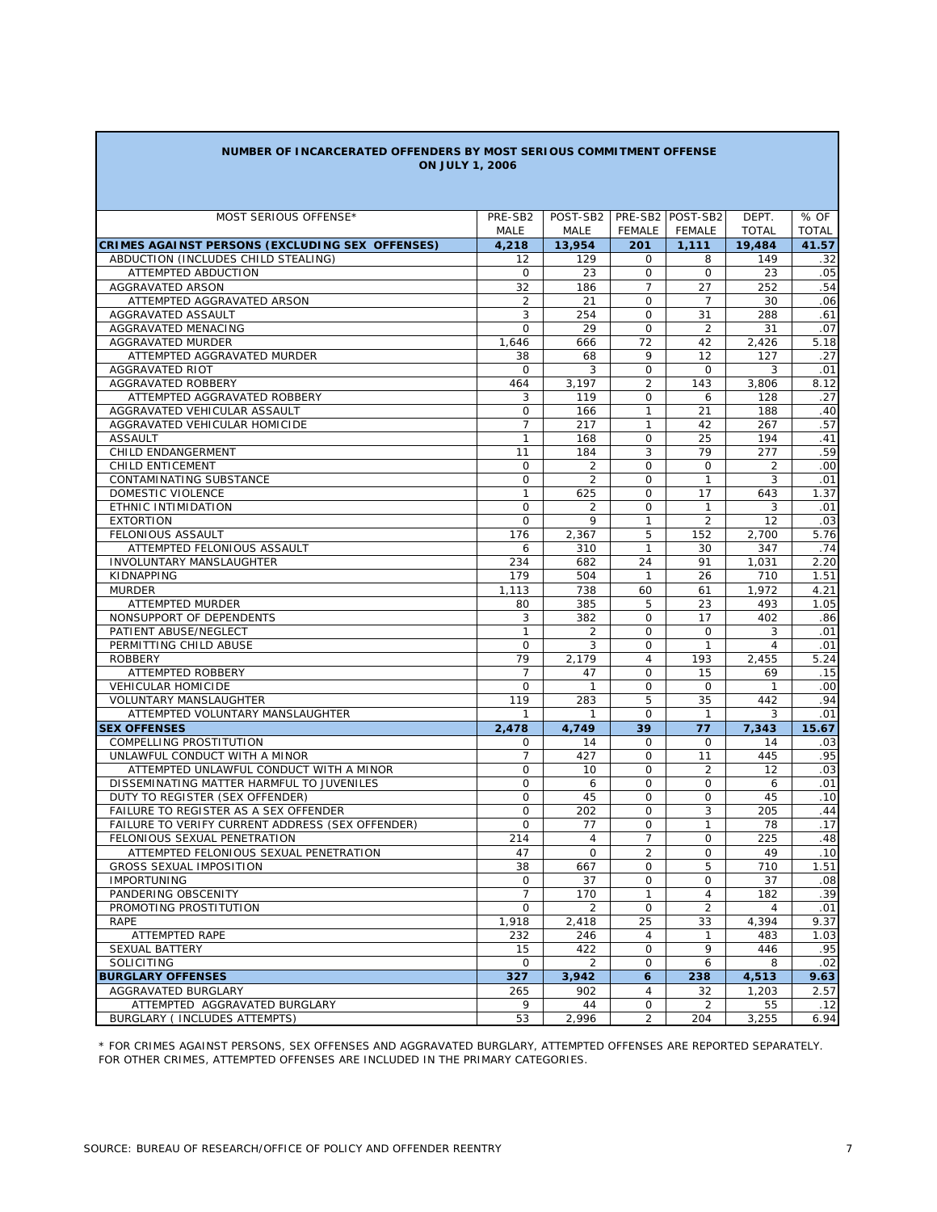# NUMBER OF INCARCERATED OFFENDERS BY MOST SERIOUS COMMITMENT OFFENSE ON JULY 1, 2006

| MOST SERIOUS OFFENSE* | PRE-SB2 MALE | POST-SB2 MALE | PRE-SB2 FEMALE | POST-SB2 FEMALE | DEPT. TOTAL | % OF TOTAL |
|---|---|---|---|---|---|---|
| **CRIMES AGAINST PERSONS (EXCLUDING SEX OFFENSES)** | **4,218** | **13,954** | **201** | **1,111** | **19,484** | **41.57** |
| ABDUCTION (INCLUDES CHILD STEALING) | 12 | 129 | 0 | 8 | 149 | .32 |
| ATTEMPTED ABDUCTION | 0 | 23 | 0 | 0 | 23 | .05 |
| AGGRAVATED ARSON | 32 | 186 | 7 | 27 | 252 | .54 |
| ATTEMPTED AGGRAVATED ARSON | 2 | 21 | 0 | 7 | 30 | .06 |
| AGGRAVATED ASSAULT | 3 | 254 | 0 | 31 | 288 | .61 |
| AGGRAVATED MENACING | 0 | 29 | 0 | 2 | 31 | .07 |
| AGGRAVATED MURDER | 1,646 | 666 | 72 | 42 | 2,426 | 5.18 |
| ATTEMPTED AGGRAVATED MURDER | 38 | 68 | 9 | 12 | 127 | .27 |
| AGGRAVATED RIOT | 0 | 3 | 0 | 0 | 3 | .01 |
| AGGRAVATED ROBBERY | 464 | 3,197 | 2 | 143 | 3,806 | 8.12 |
| ATTEMPTED AGGRAVATED ROBBERY | 3 | 119 | 0 | 6 | 128 | .27 |
| AGGRAVATED VEHICULAR ASSAULT | 0 | 166 | 1 | 21 | 188 | .40 |
| AGGRAVATED VEHICULAR HOMICIDE | 7 | 217 | 1 | 42 | 267 | .57 |
| ASSAULT | 1 | 168 | 0 | 25 | 194 | .41 |
| CHILD ENDANGERMENT | 11 | 184 | 3 | 79 | 277 | .59 |
| CHILD ENTICEMENT | 0 | 2 | 0 | 0 | 2 | .00 |
| CONTAMINATING SUBSTANCE | 0 | 2 | 0 | 1 | 3 | .01 |
| DOMESTIC VIOLENCE | 1 | 625 | 0 | 17 | 643 | 1.37 |
| ETHNIC INTIMIDATION | 0 | 2 | 0 | 1 | 3 | .01 |
| EXTORTION | 0 | 9 | 1 | 2 | 12 | .03 |
| FELONIOUS ASSAULT | 176 | 2,367 | 5 | 152 | 2,700 | 5.76 |
| ATTEMPTED FELONIOUS ASSAULT | 6 | 310 | 1 | 30 | 347 | .74 |
| INVOLUNTARY MANSLAUGHTER | 234 | 682 | 24 | 91 | 1,031 | 2.20 |
| KIDNAPPING | 179 | 504 | 1 | 26 | 710 | 1.51 |
| MURDER | 1,113 | 738 | 60 | 61 | 1,972 | 4.21 |
| ATTEMPTED MURDER | 80 | 385 | 5 | 23 | 493 | 1.05 |
| NONSUPPORT OF DEPENDENTS | 3 | 382 | 0 | 17 | 402 | .86 |
| PATIENT ABUSE/NEGLECT | 1 | 2 | 0 | 0 | 3 | .01 |
| PERMITTING CHILD ABUSE | 0 | 3 | 0 | 1 | 4 | .01 |
| ROBBERY | 79 | 2,179 | 4 | 193 | 2,455 | 5.24 |
| ATTEMPTED ROBBERY | 7 | 47 | 0 | 15 | 69 | .15 |
| VEHICULAR HOMICIDE | 0 | 1 | 0 | 0 | 1 | .00 |
| VOLUNTARY MANSLAUGHTER | 119 | 283 | 5 | 35 | 442 | .94 |
| ATTEMPTED VOLUNTARY MANSLAUGHTER | 1 | 1 | 0 | 1 | 3 | .01 |
| **SEX OFFENSES** | **2,478** | **4,749** | **39** | **77** | **7,343** | **15.67** |
| COMPELLING PROSTITUTION | 0 | 14 | 0 | 0 | 14 | .03 |
| UNLAWFUL CONDUCT WITH A MINOR | 7 | 427 | 0 | 11 | 445 | .95 |
| ATTEMPTED UNLAWFUL CONDUCT WITH A MINOR | 0 | 10 | 0 | 2 | 12 | .03 |
| DISSEMINATING MATTER HARMFUL TO JUVENILES | 0 | 6 | 0 | 0 | 6 | .01 |
| DUTY TO REGISTER (SEX OFFENDER) | 0 | 45 | 0 | 0 | 45 | .10 |
| FAILURE TO REGISTER AS A SEX OFFENDER | 0 | 202 | 0 | 3 | 205 | .44 |
| FAILURE TO VERIFY CURRENT ADDRESS (SEX OFFENDER) | 0 | 77 | 0 | 1 | 78 | .17 |
| FELONIOUS SEXUAL PENETRATION | 214 | 4 | 7 | 0 | 225 | .48 |
| ATTEMPTED FELONIOUS SEXUAL PENETRATION | 47 | 0 | 2 | 0 | 49 | .10 |
| GROSS SEXUAL IMPOSITION | 38 | 667 | 0 | 5 | 710 | 1.51 |
| IMPORTUNING | 0 | 37 | 0 | 0 | 37 | .08 |
| PANDERING OBSCENITY | 7 | 170 | 1 | 4 | 182 | .39 |
| PROMOTING PROSTITUTION | 0 | 2 | 0 | 2 | 4 | .01 |
| RAPE | 1,918 | 2,418 | 25 | 33 | 4,394 | 9.37 |
| ATTEMPTED RAPE | 232 | 246 | 4 | 1 | 483 | 1.03 |
| SEXUAL BATTERY | 15 | 422 | 0 | 9 | 446 | .95 |
| SOLICITING | 0 | 2 | 0 | 6 | 8 | .02 |
| **BURGLARY OFFENSES** | **327** | **3,942** | **6** | **238** | **4,513** | **9.63** |
| AGGRAVATED BURGLARY | 265 | 902 | 4 | 32 | 1,203 | 2.57 |
| ATTEMPTED AGGRAVATED BURGLARY | 9 | 44 | 0 | 2 | 55 | .12 |
| BURGLARY ( INCLUDES ATTEMPTS) | 53 | 2,996 | 2 | 204 | 3,255 | 6.94 |

* FOR CRIMES AGAINST PERSONS, SEX OFFENSES AND AGGRAVATED BURGLARY, ATTEMPTED OFFENSES ARE REPORTED SEPARATELY. FOR OTHER CRIMES, ATTEMPTED OFFENSES ARE INCLUDED IN THE PRIMARY CATEGORIES.

SOURCE: BUREAU OF RESEARCH/OFFICE OF POLICY AND OFFENDER REENTRY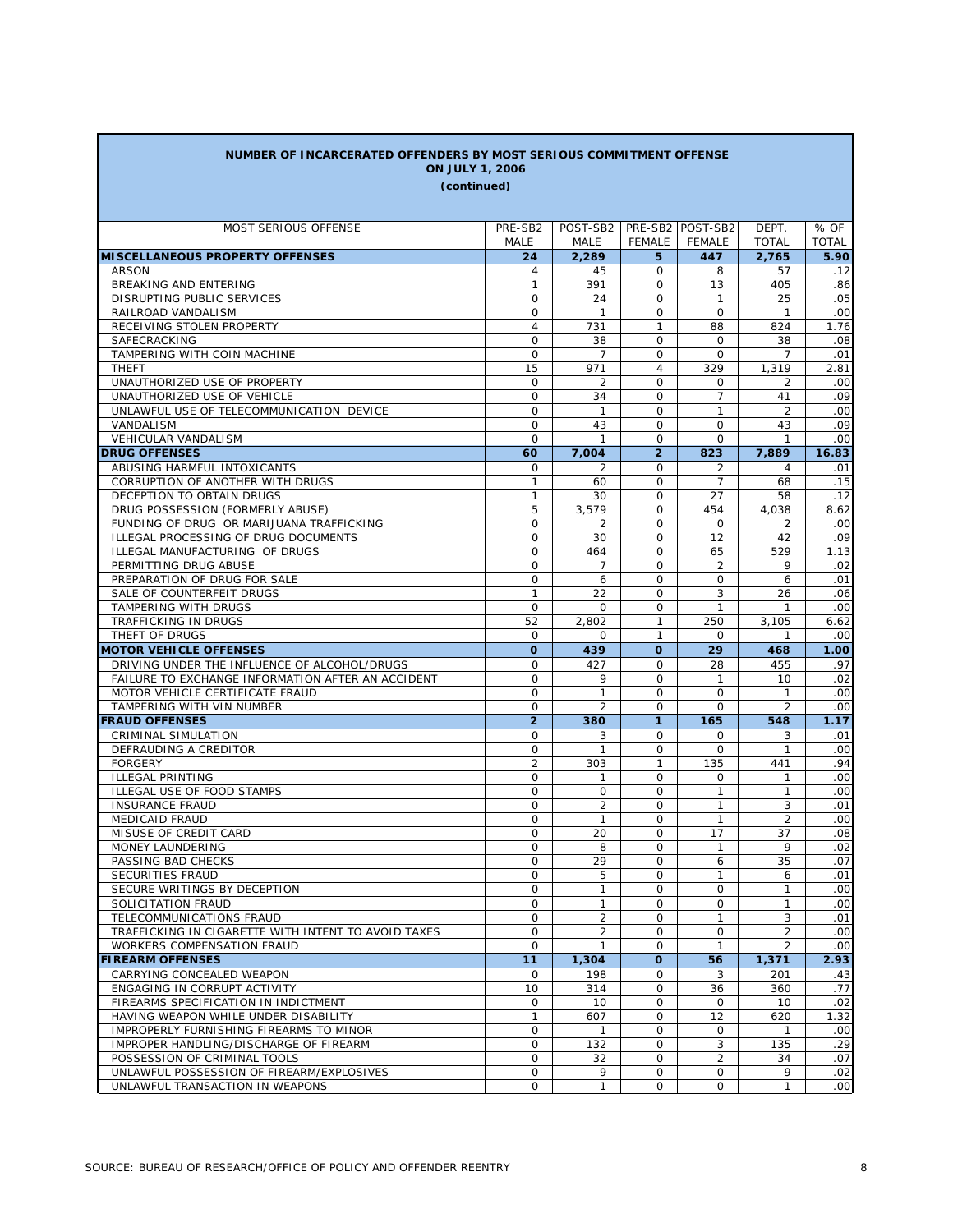**NUMBER OF INCARCERATED OFFENDERS BY MOST SERIOUS COMMITMENT OFFENSE**
**ON JULY 1, 2006**
**(continued)**

| MOST SERIOUS OFFENSE | PRE-SB2 MALE | POST-SB2 MALE | PRE-SB2 FEMALE | POST-SB2 FEMALE | DEPT. TOTAL | % OF TOTAL |
|---|---|---|---|---|---|---|
| **MISCELLANEOUS PROPERTY OFFENSES** | **24** | **2,289** | **5** | **447** | **2,765** | **5.90** |
| ARSON | 4 | 45 | 0 | 8 | 57 | .12 |
| BREAKING AND ENTERING | 1 | 391 | 0 | 13 | 405 | .86 |
| DISRUPTING PUBLIC SERVICES | 0 | 24 | 0 | 1 | 25 | .05 |
| RAILROAD VANDALISM | 0 | 1 | 0 | 0 | 1 | .00 |
| RECEIVING STOLEN PROPERTY | 4 | 731 | 1 | 88 | 824 | 1.76 |
| SAFECRACKING | 0 | 38 | 0 | 0 | 38 | .08 |
| TAMPERING WITH COIN MACHINE | 0 | 7 | 0 | 0 | 7 | .01 |
| THEFT | 15 | 971 | 4 | 329 | 1,319 | 2.81 |
| UNAUTHORIZED USE OF PROPERTY | 0 | 2 | 0 | 0 | 2 | .00 |
| UNAUTHORIZED USE OF VEHICLE | 0 | 34 | 0 | 7 | 41 | .09 |
| UNLAWFUL USE OF TELECOMMUNICATION DEVICE | 0 | 1 | 0 | 1 | 2 | .00 |
| VANDALISM | 0 | 43 | 0 | 0 | 43 | .09 |
| VEHICULAR VANDALISM | 0 | 1 | 0 | 0 | 1 | .00 |
| **DRUG OFFENSES** | **60** | **7,004** | **2** | **823** | **7,889** | **16.83** |
| ABUSING HARMFUL INTOXICANTS | 0 | 2 | 0 | 2 | 4 | .01 |
| CORRUPTION OF ANOTHER WITH DRUGS | 1 | 60 | 0 | 7 | 68 | .15 |
| DECEPTION TO OBTAIN DRUGS | 1 | 30 | 0 | 27 | 58 | .12 |
| DRUG POSSESSION (FORMERLY ABUSE) | 5 | 3,579 | 0 | 454 | 4,038 | 8.62 |
| FUNDING OF DRUG OR MARIJUANA TRAFFICKING | 0 | 2 | 0 | 0 | 2 | .00 |
| ILLEGAL PROCESSING OF DRUG DOCUMENTS | 0 | 30 | 0 | 12 | 42 | .09 |
| ILLEGAL MANUFACTURING OF DRUGS | 0 | 464 | 0 | 65 | 529 | 1.13 |
| PERMITTING DRUG ABUSE | 0 | 7 | 0 | 2 | 9 | .02 |
| PREPARATION OF DRUG FOR SALE | 0 | 6 | 0 | 0 | 6 | .01 |
| SALE OF COUNTERFEIT DRUGS | 1 | 22 | 0 | 3 | 26 | .06 |
| TAMPERING WITH DRUGS | 0 | 0 | 0 | 1 | 1 | .00 |
| TRAFFICKING IN DRUGS | 52 | 2,802 | 1 | 250 | 3,105 | 6.62 |
| THEFT OF DRUGS | 0 | 0 | 1 | 0 | 1 | .00 |
| **MOTOR VEHICLE OFFENSES** | **0** | **439** | **0** | **29** | **468** | **1.00** |
| DRIVING UNDER THE INFLUENCE OF ALCOHOL/DRUGS | 0 | 427 | 0 | 28 | 455 | .97 |
| FAILURE TO EXCHANGE INFORMATION AFTER AN ACCIDENT | 0 | 9 | 0 | 1 | 10 | .02 |
| MOTOR VEHICLE CERTIFICATE FRAUD | 0 | 1 | 0 | 0 | 1 | .00 |
| TAMPERING WITH VIN NUMBER | 0 | 2 | 0 | 0 | 2 | .00 |
| **FRAUD OFFENSES** | **2** | **380** | **1** | **165** | **548** | **1.17** |
| CRIMINAL SIMULATION | 0 | 3 | 0 | 0 | 3 | .01 |
| DEFRAUDING A CREDITOR | 0 | 1 | 0 | 0 | 1 | .00 |
| FORGERY | 2 | 303 | 1 | 135 | 441 | .94 |
| ILLEGAL PRINTING | 0 | 1 | 0 | 0 | 1 | .00 |
| ILLEGAL USE OF FOOD STAMPS | 0 | 0 | 0 | 1 | 1 | .00 |
| INSURANCE FRAUD | 0 | 2 | 0 | 1 | 3 | .01 |
| MEDICAID FRAUD | 0 | 1 | 0 | 1 | 2 | .00 |
| MISUSE OF CREDIT CARD | 0 | 20 | 0 | 17 | 37 | .08 |
| MONEY LAUNDERING | 0 | 8 | 0 | 1 | 9 | .02 |
| PASSING BAD CHECKS | 0 | 29 | 0 | 6 | 35 | .07 |
| SECURITIES FRAUD | 0 | 5 | 0 | 1 | 6 | .01 |
| SECURE WRITINGS BY DECEPTION | 0 | 1 | 0 | 0 | 1 | .00 |
| SOLICITATION FRAUD | 0 | 1 | 0 | 0 | 1 | .00 |
| TELECOMMUNICATIONS FRAUD | 0 | 2 | 0 | 1 | 3 | .01 |
| TRAFFICKING IN CIGARETTE WITH INTENT TO AVOID TAXES | 0 | 2 | 0 | 0 | 2 | .00 |
| WORKERS COMPENSATION FRAUD | 0 | 1 | 0 | 1 | 2 | .00 |
| **FIREARM OFFENSES** | **11** | **1,304** | **0** | **56** | **1,371** | **2.93** |
| CARRYING CONCEALED WEAPON | 0 | 198 | 0 | 3 | 201 | .43 |
| ENGAGING IN CORRUPT ACTIVITY | 10 | 314 | 0 | 36 | 360 | .77 |
| FIREARMS SPECIFICATION IN INDICTMENT | 0 | 10 | 0 | 0 | 10 | .02 |
| HAVING WEAPON WHILE UNDER DISABILITY | 1 | 607 | 0 | 12 | 620 | 1.32 |
| IMPROPERLY FURNISHING FIREARMS TO MINOR | 0 | 1 | 0 | 0 | 1 | .00 |
| IMPROPER HANDLING/DISCHARGE OF FIREARM | 0 | 132 | 0 | 3 | 135 | .29 |
| POSSESSION OF CRIMINAL TOOLS | 0 | 32 | 0 | 2 | 34 | .07 |
| UNLAWFUL POSSESSION OF FIREARM/EXPLOSIVES | 0 | 9 | 0 | 0 | 9 | .02 |
| UNLAWFUL TRANSACTION IN WEAPONS | 0 | 1 | 0 | 0 | 1 | .00 |

SOURCE: BUREAU OF RESEARCH/OFFICE OF POLICY AND OFFENDER REENTRY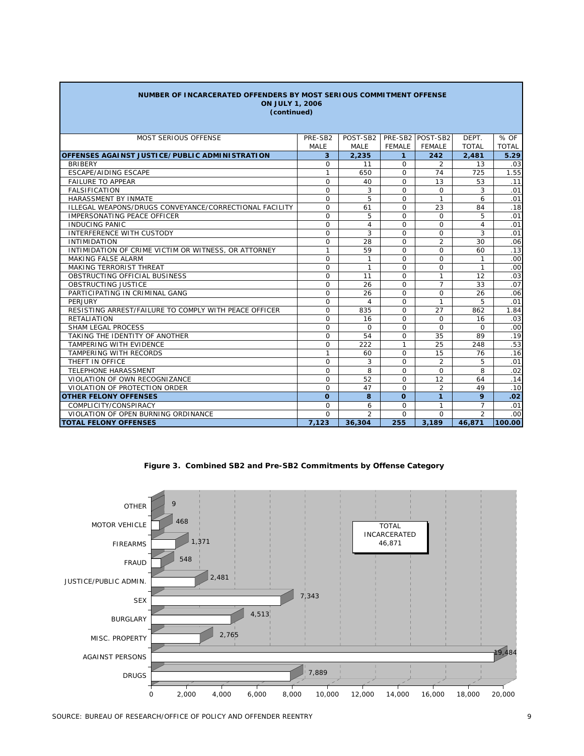**NUMBER OF INCARCERATED OFFENDERS BY MOST SERIOUS COMMITMENT OFFENSE**
**ON JULY 1, 2006**
**(continued)**

| MOST SERIOUS OFFENSE | PRE-SB2 MALE | POST-SB2 MALE | PRE-SB2 FEMALE | POST-SB2 FEMALE | DEPT. TOTAL | % OF TOTAL |
|---|---|---|---|---|---|---|
| **OFFENSES AGAINST JUSTICE/PUBLIC ADMINISTRATION** | **3** | **2,235** | **1** | **242** | **2,481** | **5.29** |
| BRIBERY | 0 | 11 | 0 | 2 | 13 | .03 |
| ESCAPE/AIDING ESCAPE | 1 | 650 | 0 | 74 | 725 | 1.55 |
| FAILURE TO APPEAR | 0 | 40 | 0 | 13 | 53 | .11 |
| FALSIFICATION | 0 | 3 | 0 | 0 | 3 | .01 |
| HARASSMENT BY INMATE | 0 | 5 | 0 | 1 | 6 | .01 |
| ILLEGAL WEAPONS/DRUGS CONVEYANCE/CORRECTIONAL FACILITY | 0 | 61 | 0 | 23 | 84 | .18 |
| IMPERSONATING PEACE OFFICER | 0 | 5 | 0 | 0 | 5 | .01 |
| INDUCING PANIC | 0 | 4 | 0 | 0 | 4 | .01 |
| INTERFERENCE WITH CUSTODY | 0 | 3 | 0 | 0 | 3 | .01 |
| INTIMIDATION | 0 | 28 | 0 | 2 | 30 | .06 |
| INTIMIDATION OF CRIME VICTIM OR WITNESS, OR ATTORNEY | 1 | 59 | 0 | 0 | 60 | .13 |
| MAKING FALSE ALARM | 0 | 1 | 0 | 0 | 1 | .00 |
| MAKING TERRORIST THREAT | 0 | 1 | 0 | 0 | 1 | .00 |
| OBSTRUCTING OFFICIAL BUSINESS | 0 | 11 | 0 | 1 | 12 | .03 |
| OBSTRUCTING JUSTICE | 0 | 26 | 0 | 7 | 33 | .07 |
| PARTICIPATING IN CRIMINAL GANG | 0 | 26 | 0 | 0 | 26 | .06 |
| PERJURY | 0 | 4 | 0 | 1 | 5 | .01 |
| RESISTING ARREST/FAILURE TO COMPLY WITH PEACE OFFICER | 0 | 835 | 0 | 27 | 862 | 1.84 |
| RETALIATION | 0 | 16 | 0 | 0 | 16 | .03 |
| SHAM LEGAL PROCESS | 0 | 0 | 0 | 0 | 0 | .00 |
| TAKING THE IDENTITY OF ANOTHER | 0 | 54 | 0 | 35 | 89 | .19 |
| TAMPERING WITH EVIDENCE | 0 | 222 | 1 | 25 | 248 | .53 |
| TAMPERING WITH RECORDS | 1 | 60 | 0 | 15 | 76 | .16 |
| THEFT IN OFFICE | 0 | 3 | 0 | 2 | 5 | .01 |
| TELEPHONE HARASSMENT | 0 | 8 | 0 | 0 | 8 | .02 |
| VIOLATION OF OWN RECOGNIZANCE | 0 | 52 | 0 | 12 | 64 | .14 |
| VIOLATION OF PROTECTION ORDER | 0 | 47 | 0 | 2 | 49 | .10 |
| **OTHER FELONY OFFENSES** | **0** | **8** | **0** | **1** | **9** | **.02** |
| COMPLICITY/CONSPIRACY | 0 | 6 | 0 | 1 | 7 | .01 |
| VIOLATION OF OPEN BURNING ORDINANCE | 0 | 2 | 0 | 0 | 2 | .00 |
| **TOTAL FELONY OFFENSES** | **7,123** | **36,304** | **255** | **3,189** | **46,871** | **100.00** |

**Figure 3. Combined SB2 and Pre-SB2 Commitments by Offense Category**

OTHER 9
MOTOR VEHICLE 468
FIREARMS 1,371
FRAUD 548
JUSTICE/PUBLIC ADMIN. 2,481
SEX 7,343
BURGLARY 4,513
MISC. PROPERTY 2,765
AGAINST PERSONS 19,484
DRUGS 7,889

TOTAL INCARCERATED 46,871

0 2,000 4,000 6,000 8,000 10,000 12,000 14,000 16,000 18,000 20,000

SOURCE: BUREAU OF RESEARCH/OFFICE OF POLICY AND OFFENDER REENTRY